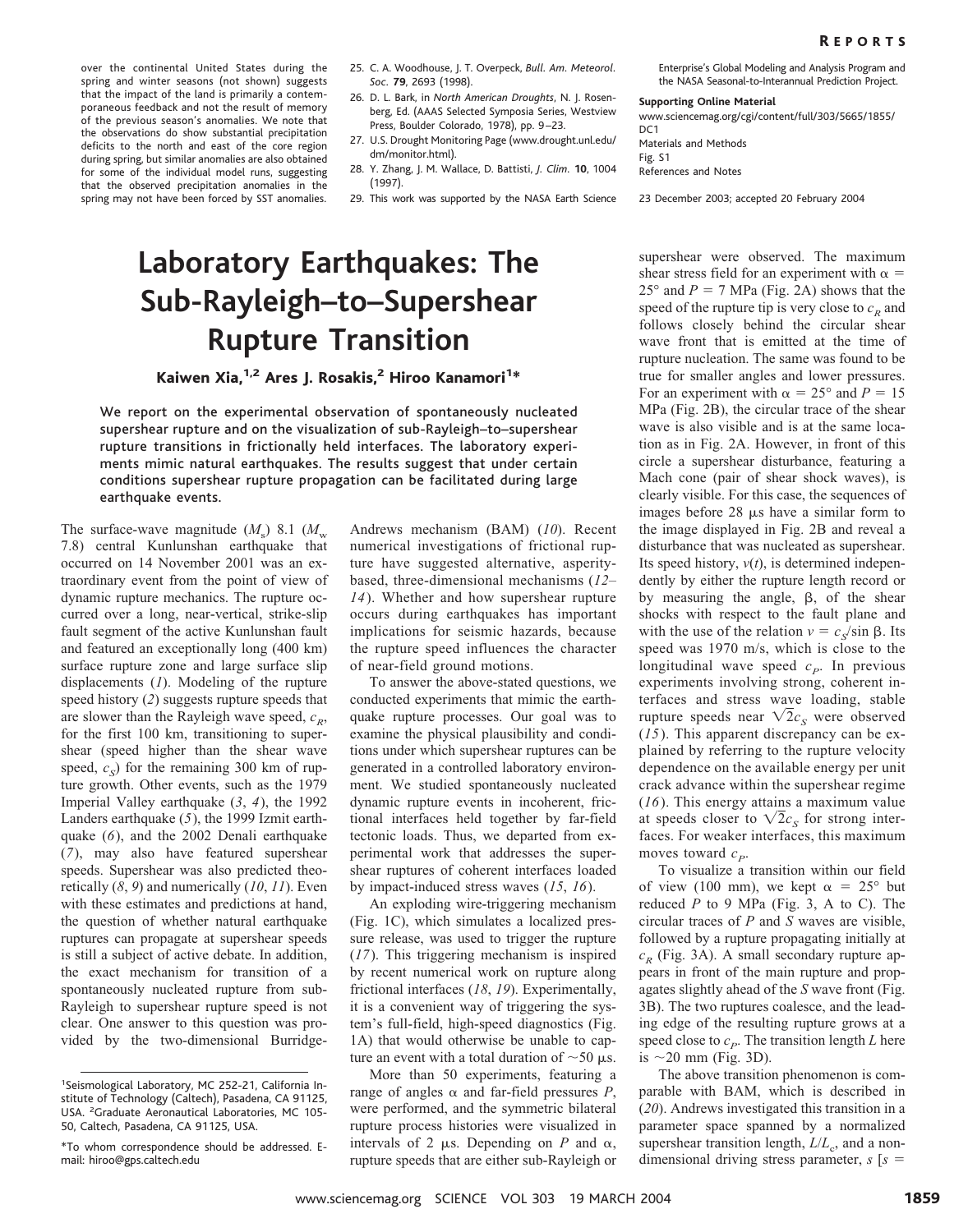over the continental United States during the spring and winter seasons (not shown) suggests that the impact of the land is primarily a contemporaneous feedback and not the result of memory of the previous season's anomalies. We note that the observations do show substantial precipitation deficits to the north and east of the core region during spring, but similar anomalies are also obtained for some of the individual model runs, suggesting that the observed precipitation anomalies in the spring may not have been forced by SST anomalies.

25. C. A. Woodhouse, J. T. Overpeck, *Bull. Am. Meteorol. Soc.* **79**, 2693 (1998).
26. D. L. Bark, in *North American Droughts*, N. J. Rosenberg, Ed. (AAAS Selected Symposia Series, Westview Press, Boulder Colorado, 1978), pp. 9–23.
27. U.S. Drought Monitoring Page (www.drought.unl.edu/dm/monitor.html).
28. Y. Zhang, J. M. Wallace, D. Battisti, *J. Clim.* **10**, 1004 (1997).
29. This work was supported by the NASA Earth Science Enterprise's Global Modeling and Analysis Program and the NASA Seasonal-to-Interannual Prediction Project.

**Supporting Online Material**
www.sciencemag.org/cgi/content/full/303/5665/1855/DC1
Materials and Methods
Fig. S1
References and Notes

23 December 2003; accepted 20 February 2004

# Laboratory Earthquakes: The Sub-Rayleigh–to–Supershear Rupture Transition

**Kaiwen Xia,[1,2] Ares J. Rosakis,[2] Hiroo Kanamori[1]***

We report on the experimental observation of spontaneously nucleated supershear rupture and on the visualization of sub-Rayleigh–to–supershear rupture transitions in frictionally held interfaces. The laboratory experiments mimic natural earthquakes. The results suggest that under certain conditions supershear rupture propagation can be facilitated during large earthquake events.

The surface-wave magnitude ($M_s$) 8.1 ($M_w$ 7.8) central Kunlunshan earthquake that occurred on 14 November 2001 was an extraordinary event from the point of view of dynamic rupture mechanics. The rupture occurred over a long, near-vertical, strike-slip fault segment of the active Kunlunshan fault and featured an exceptionally long (400 km) surface rupture zone and large surface slip displacements (*1*). Modeling of the rupture speed history (*2*) suggests rupture speeds that are slower than the Rayleigh wave speed, $c_R$, for the first 100 km, transitioning to supershear (speed higher than the shear wave speed, $c_S$) for the remaining 300 km of rupture growth. Other events, such as the 1979 Imperial Valley earthquake (*3*, *4*), the 1992 Landers earthquake (*5*), the 1999 Izmit earthquake (*6*), and the 2002 Denali earthquake (*7*), may also have featured supershear speeds. Supershear was also predicted theoretically (*8*, *9*) and numerically (*10*, *11*). Even with these estimates and predictions at hand, the question of whether natural earthquake ruptures can propagate at supershear speeds is still a subject of active debate. In addition, the exact mechanism for transition of a spontaneously nucleated rupture from sub-Rayleigh to supershear rupture speed is not clear. One answer to this question was provided by the two-dimensional Burridge-Andrews mechanism (BAM) (*10*). Recent numerical investigations of frictional rupture have suggested alternative, asperity-based, three-dimensional mechanisms (*12*–*14*). Whether and how supershear rupture occurs during earthquakes has important implications for seismic hazards, because the rupture speed influences the character of near-field ground motions.

To answer the above-stated questions, we conducted experiments that mimic the earthquake rupture processes. Our goal was to examine the physical plausibility and conditions under which supershear ruptures can be generated in a controlled laboratory environment. We studied spontaneously nucleated dynamic rupture events in incoherent, frictional interfaces held together by far-field tectonic loads. Thus, we departed from experimental work that addresses the supershear ruptures of coherent interfaces loaded by impact-induced stress waves (*15*, *16*).

An exploding wire-triggering mechanism (Fig. 1C), which simulates a localized pressure release, was used to trigger the rupture (*17*). This triggering mechanism is inspired by recent numerical work on rupture along frictional interfaces (*18*, *19*). Experimentally, it is a convenient way of triggering the system's full-field, high-speed diagnostics (Fig. 1A) that would otherwise be unable to capture an event with a total duration of ~50 μs.

More than 50 experiments, featuring a range of angles α and far-field pressures *P*, were performed, and the symmetric bilateral rupture process histories were visualized in intervals of 2 μs. Depending on *P* and α, rupture speeds that are either sub-Rayleigh or supershear were observed. The maximum shear stress field for an experiment with α = 25° and *P* = 7 MPa (Fig. 2A) shows that the speed of the rupture tip is very close to $c_R$ and follows closely behind the circular shear wave front that is emitted at the time of rupture nucleation. The same was found to be true for smaller angles and lower pressures. For an experiment with α = 25° and *P* = 15 MPa (Fig. 2B), the circular trace of the shear wave is also visible and is at the same location as in Fig. 2A. However, in front of this circle a supershear disturbance, featuring a Mach cone (pair of shear shock waves), is clearly visible. For this case, the sequences of images before 28 μs have a similar form to the image displayed in Fig. 2B and reveal a disturbance that was nucleated as supershear. Its speed history, *v*(*t*), is determined independently by either the rupture length record or by measuring the angle, β, of the shear shocks with respect to the fault plane and with the use of the relation $v = c_S/\sin\beta$. Its speed was 1970 m/s, which is close to the longitudinal wave speed $c_P$. In previous experiments involving strong, coherent interfaces and stress wave loading, stable rupture speeds near $\sqrt{2}c_S$ were observed (*15*). This apparent discrepancy can be explained by referring to the rupture velocity dependence on the available energy per unit crack advance within the supershear regime (*16*). This energy attains a maximum value at speeds closer to $\sqrt{2}c_S$ for strong interfaces. For weaker interfaces, this maximum moves toward $c_P$.

To visualize a transition within our field of view (100 mm), we kept α = 25° but reduced *P* to 9 MPa (Fig. 3, A to C). The circular traces of *P* and *S* waves are visible, followed by a rupture propagating initially at $c_R$ (Fig. 3A). A small secondary rupture appears in front of the main rupture and propagates slightly ahead of the *S* wave front (Fig. 3B). The two ruptures coalesce, and the leading edge of the resulting rupture grows at a speed close to $c_P$. The transition length *L* here is ~20 mm (Fig. 3D).

The above transition phenomenon is comparable with BAM, which is described in (*20*). Andrews investigated this transition in a parameter space spanned by a normalized supershear transition length, $L/L_c$, and a nondimensional driving stress parameter, *s* [*s* =

[1]Seismological Laboratory, MC 252-21, California Institute of Technology (Caltech), Pasadena, CA 91125, USA. [2]Graduate Aeronautical Laboratories, MC 105-50, Caltech, Pasadena, CA 91125, USA.

*To whom correspondence should be addressed. E-mail: hiroo@gps.caltech.edu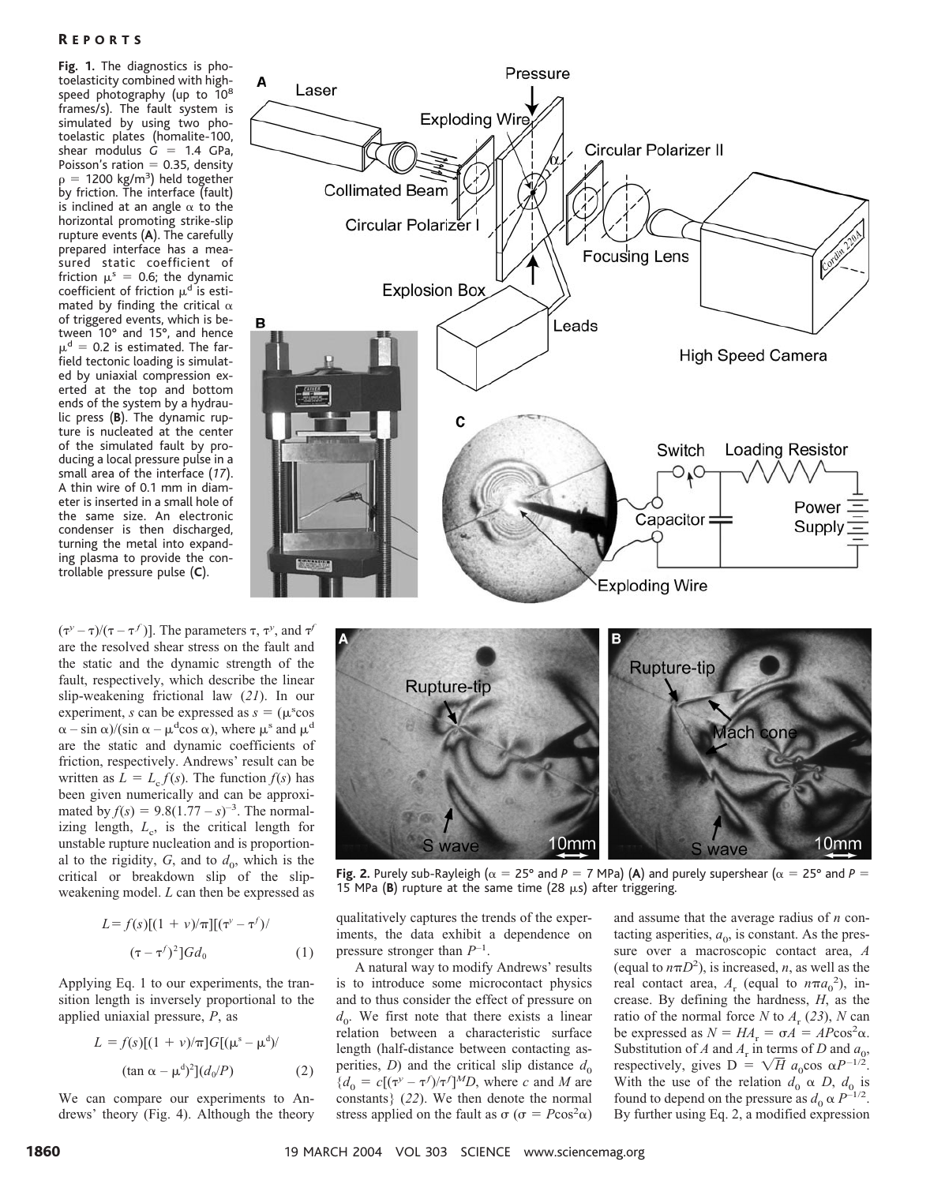**Fig. 1.** The diagnostics is photoelasticity combined with high-speed photography (up to $10^8$ frames/s). The fault system is simulated by using two photoelastic plates (homalite-100, shear modulus $G$ = 1.4 GPa, Poisson's ration = 0.35, density $\rho$ = 1200 kg/m$^3$) held together by friction. The interface (fault) is inclined at an angle $\alpha$ to the horizontal promoting strike-slip rupture events (**A**). The carefully prepared interface has a measured static coefficient of friction $\mu^s$ = 0.6; the dynamic coefficient of friction $\mu^d$ is estimated by finding the critical $\alpha$ of triggered events, which is between 10° and 15°, and hence $\mu^d$ = 0.2 is estimated. The far-field tectonic loading is simulated by uniaxial compression exerted at the top and bottom ends of the system by a hydraulic press (**B**). The dynamic rupture is nucleated at the center of the simulated fault by producing a local pressure pulse in a small area of the interface (*17*). A thin wire of 0.1 mm in diameter is inserted in a small hole of the same size. An electronic condenser is then discharged, turning the metal into expanding plasma to provide the controllable pressure pulse (**C**).

$(\tau^y - \tau)/(\tau - \tau^f)$]. The parameters $\tau$, $\tau^y$, and $\tau^f$ are the resolved shear stress on the fault and the static and the dynamic strength of the fault, respectively, which describe the linear slip-weakening frictional law (*21*). In our experiment, $s$ can be expressed as $s = (\mu^s\cos\alpha - \sin\alpha)/(\sin\alpha - \mu^d\cos\alpha)$, where $\mu^s$ and $\mu^d$ are the static and dynamic coefficients of friction, respectively. Andrews' result can be written as $L = L_c f(s)$. The function $f(s)$ has been given numerically and can be approximated by $f(s) = 9.8(1.77 - s)^{-3}$. The normalizing length, $L_c$, is the critical length for unstable rupture nucleation and is proportional to the rigidity, $G$, and to $d_0$, which is the critical or breakdown slip of the slip-weakening model. $L$ can then be expressed as

$$L = f(s)[(1 + v)/\pi][(\tau^y - \tau^f)/(\tau - \tau^f)^2]Gd_0 \tag{1}$$

Applying Eq. 1 to our experiments, the transition length is inversely proportional to the applied uniaxial pressure, $P$, as

$$L = f(s)[(1 + v)/\pi]G[(\mu^s - \mu^d)/(\tan\alpha - \mu^d)^2](d_0/P) \tag{2}$$

We can compare our experiments to Andrews' theory (Fig. 4). Although the theory qualitatively captures the trends of the experiments, the data exhibit a dependence on pressure stronger than $P^{-1}$.

**Fig. 2.** Purely sub-Rayleigh ($\alpha$ = 25° and $P$ = 7 MPa) (**A**) and purely supershear ($\alpha$ = 25° and $P$ = 15 MPa (**B**) rupture at the same time (28 $\mu$s) after triggering.

A natural way to modify Andrews' results is to introduce some microcontact physics and to thus consider the effect of pressure on $d_0$. We first note that there exists a linear relation between a characteristic surface length (half-distance between contacting asperities, $D$) and the critical slip distance $d_0$ {$d_0 = c[(\tau^y - \tau^f)/\tau^f]^M D$, where $c$ and $M$ are constants} (*22*). We then denote the normal stress applied on the fault as $\sigma$ ($\sigma = P\cos^2\alpha$) and assume that the average radius of $n$ contacting asperities, $a_0$, is constant. As the pressure over a macroscopic contact area, $A$ (equal to $n\pi D^2$), is increased, $n$, as well as the real contact area, $A_r$ (equal to $n\pi a_0^2$), increase. By defining the hardness, $H$, as the ratio of the normal force $N$ to $A_r$ (*23*), $N$ can be expressed as $N = HA_r = \sigma A = AP\cos^2\alpha$. Substitution of $A$ and $A_r$ in terms of $D$ and $a_0$, respectively, gives $D = \sqrt{H}\, a_0\cos\alpha P^{-1/2}$. With the use of the relation $d_0 \propto D$, $d_0$ is found to depend on the pressure as $d_0 \propto P^{-1/2}$. By further using Eq. 2, a modified expression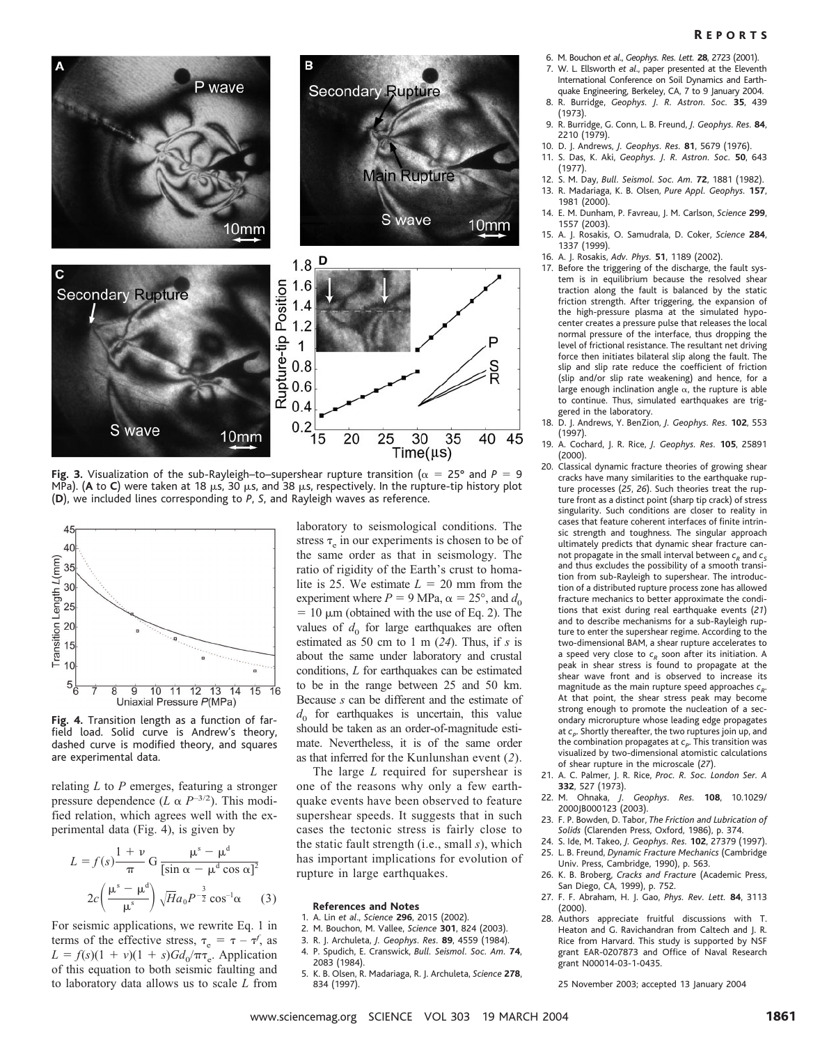A

P wave

10mm

B

Secondary Rupture

Main Rupture

S wave

10mm

C

Secondary Rupture

S wave

10mm

D

Rupture-tip Position

1.8
1.6
1.4
1.2
1
0.8
0.6
0.4
0.2

15 20 25 30 35 40 45

Time(μs)

P

S

R

**Fig. 3.** Visualization of the sub-Rayleigh–to–supershear rupture transition ($\alpha = 25°$ and $P = 9$ MPa). (**A** to **C**) were taken at 18 μs, 30 μs, and 38 μs, respectively. In the rupture-tip history plot (**D**), we included lines corresponding to $P$, $S$, and Rayleigh waves as reference.

Transition Length L(mm)

45
40
35
30
25
20
15
10
5

6 7 8 9 10 11 12 13 14 15 16

Uniaxial Pressure P(MPa)

**Fig. 4.** Transition length as a function of far-field load. Solid curve is Andrew's theory, dashed curve is modified theory, and squares are experimental data.

relating $L$ to $P$ emerges, featuring a stronger pressure dependence ($L \propto P^{-3/2}$). This modified relation, which agrees well with the experimental data (Fig. 4), is given by

$$L = f(s)\frac{1+\nu}{\pi}\,G\,\frac{\mu^s - \mu^d}{[\sin\alpha - \mu^d\cos\alpha]^2}\,2c\left(\frac{\mu^s - \mu^d}{\mu^s}\right)\sqrt{H}a_0P^{-\frac{3}{2}}\cos^{-1}\alpha \quad (3)$$

For seismic applications, we rewrite Eq. 1 in terms of the effective stress, $\tau_e = \tau - \tau^f$, as $L = f(s)(1 + \nu)(1 + s)Gd_0/\pi\tau_e$. Application of this equation to both seismic faulting and to laboratory data allows us to scale $L$ from laboratory to seismological conditions. The stress $\tau_e$ in our experiments is chosen to be of the same order as that in seismology. The ratio of rigidity of the Earth's crust to homalite is 25. We estimate $L$ = 20 mm from the experiment where $P$ = 9 MPa, $\alpha = 25°$, and $d_0$ = 10 μm (obtained with the use of Eq. 2). The values of $d_0$ for large earthquakes are often estimated as 50 cm to 1 m (*24*). Thus, if $s$ is about the same under laboratory and crustal conditions, $L$ for earthquakes can be estimated to be in the range between 25 and 50 km. Because $s$ can be different and the estimate of $d_0$ for earthquakes is uncertain, this value should be taken as an order-of-magnitude estimate. Nevertheless, it is of the same order as that inferred for the Kunlunshan event (*2*).

The large $L$ required for supershear is one of the reasons why only a few earthquake events have been observed to feature supershear speeds. It suggests that in such cases the tectonic stress is fairly close to the static fault strength (i.e., small $s$), which has important implications for evolution of rupture in large earthquakes.

#### References and Notes

1. A. Lin *et al.*, *Science* **296**, 2015 (2002).
2. M. Bouchon, M. Vallee, *Science* **301**, 824 (2003).
3. R. J. Archuleta, *J. Geophys. Res.* **89**, 4559 (1984).
4. P. Spudich, E. Cranswick, *Bull. Seismol. Soc. Am.* **74**, 2083 (1984).
5. K. B. Olsen, R. Madariaga, R. J. Archuleta, *Science* **278**, 834 (1997).
6. M. Bouchon *et al.*, *Geophys. Res. Lett.* **28**, 2723 (2001).
7. W. L. Ellsworth *et al.*, paper presented at the Eleventh International Conference on Soil Dynamics and Earthquake Engineering, Berkeley, CA, 7 to 9 January 2004.
8. R. Burridge, *Geophys. J. R. Astron. Soc.* **35**, 439 (1973).
9. R. Burridge, G. Conn, L. B. Freund, *J. Geophys. Res.* **84**, 2210 (1979).
10. D. J. Andrews, *J. Geophys. Res.* **81**, 5679 (1976).
11. S. Das, K. Aki, *Geophys. J. R. Astron. Soc.* **50**, 643 (1977).
12. S. M. Day, *Bull. Seismol. Soc. Am.* **72**, 1881 (1982).
13. R. Madariaga, K. B. Olsen, *Pure Appl. Geophys.* **157**, 1981 (2000).
14. E. M. Dunham, P. Favreau, J. M. Carlson, *Science* **299**, 1557 (2003).
15. A. J. Rosakis, O. Samudrala, D. Coker, *Science* **284**, 1337 (1999).
16. A. J. Rosakis, *Adv. Phys.* **51**, 1189 (2002).
17. Before the triggering of the discharge, the fault system is in equilibrium because the resolved shear traction along the fault is balanced by the static friction strength. After triggering, the expansion of the high-pressure plasma at the simulated hypocenter creates a pressure pulse that releases the local normal pressure of the interface, thus dropping the level of frictional resistance. The resultant net driving force then initiates bilateral slip along the fault. The slip and slip rate reduce the coefficient of friction (slip and/or slip rate weakening) and hence, for a large enough inclination angle $\alpha$, the rupture is able to continue. Thus, simulated earthquakes are triggered in the laboratory.
18. D. J. Andrews, Y. BenZion, *J. Geophys. Res.* **102**, 553 (1997).
19. A. Cochard, J. R. Rice, *J. Geophys. Res.* **105**, 25891 (2000).
20. Classical dynamic fracture theories of growing shear cracks have many similarities to the earthquake rupture processes (*25*, *26*). Such theories treat the rupture front as a distinct point (sharp tip crack) of stress singularity. Such conditions are closer to reality in cases that feature coherent interfaces of finite intrinsic strength and toughness. The singular approach ultimately predicts that dynamic shear fracture cannot propagate in the small interval between $c_R$ and $c_S$ and thus excludes the possibility of a smooth transition from sub-Rayleigh to supershear. The introduction of a distributed rupture process zone has allowed fracture mechanics to better approximate the conditions that exist during real earthquake events (*21*) and to describe mechanisms for a sub-Rayleigh rupture to enter the supershear regime. According to the two-dimensional BAM, a shear rupture accelerates to a speed very close to $c_R$ soon after its initiation. A peak in shear stress is found to propagate at the shear wave front and is observed to increase its magnitude as the main rupture speed approaches $c_R$. At that point, the shear stress peak may become strong enough to promote the nucleation of a secondary microrupture whose leading edge propagates at $c_P$. Shortly thereafter, the two ruptures join up, and the combination propagates at $c_P$. This transition was visualized by two-dimensional atomistic calculations of shear rupture in the microscale (*27*).
21. A. C. Palmer, J. R. Rice, *Proc. R. Soc. London Ser. A* **332**, 527 (1973).
22. M. Ohnaka, *J. Geophys. Res.* **108**, 10.1029/2000JB000123 (2003).
23. F. P. Bowden, D. Tabor, *The Friction and Lubrication of Solids* (Clarenden Press, Oxford, 1986), p. 374.
24. S. Ide, M. Takeo, *J. Geophys. Res.* **102**, 27379 (1997).
25. L. B. Freund, *Dynamic Fracture Mechanics* (Cambridge Univ. Press, Cambridge, 1990), p. 563.
26. K. B. Broberg, *Cracks and Fracture* (Academic Press, San Diego, CA, 1999), p. 752.
27. F. F. Abraham, H. J. Gao, *Phys. Rev. Lett.* **84**, 3113 (2000).
28. Authors appreciate fruitful discussions with T. Heaton and G. Ravichandran from Caltech and J. R. Rice from Harvard. This study is supported by NSF grant EAR-0207873 and Office of Naval Research grant N00014-03-1-0435.

25 November 2003; accepted 13 January 2004